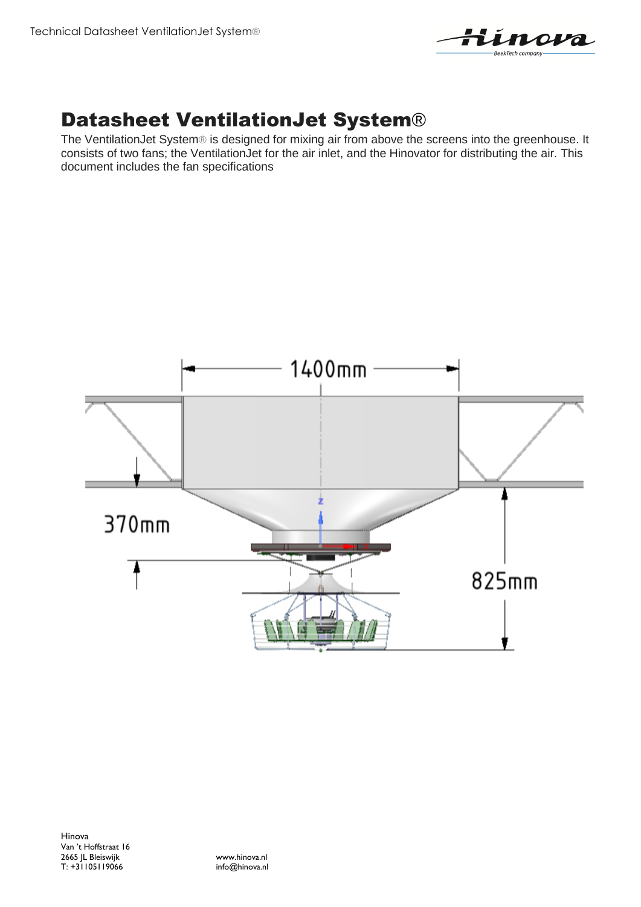# Datasheet VentilationJet System®

The VentilationJet System® is designed for mixing air from above the screens into the greenhouse. It consists of two fans; the VentilationJet for the air inlet, and the Hinovator for distributing the air. This document includes the fan specifications

Hinova
Van 't Hoffstraat 16
2665 JL Bleiswijk
T: +31105119066

www.hinova.nl
info@hinova.nl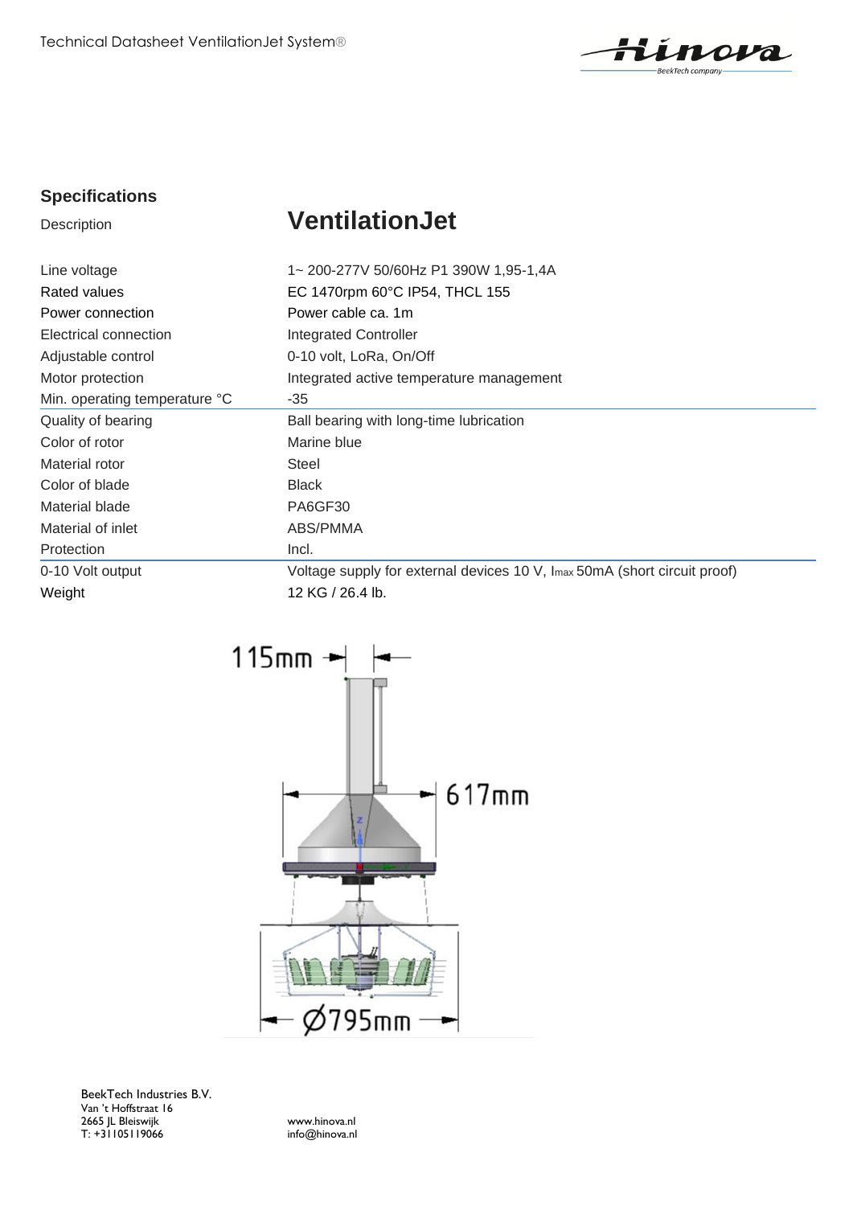## Specifications

| Description | **VentilationJet** |
|---|---|
| Line voltage | 1~ 200-277V 50/60Hz P1 390W 1,95-1,4A |
| Rated values | EC 1470rpm 60°C IP54, THCL 155 |
| Power connection | Power cable ca. 1m |
| Electrical connection | Integrated Controller |
| Adjustable control | 0-10 volt, LoRa, On/Off |
| Motor protection | Integrated active temperature management |
| Min. operating temperature °C | -35 |
| Quality of bearing | Ball bearing with long-time lubrication |
| Color of rotor | Marine blue |
| Material rotor | Steel |
| Color of blade | Black |
| Material blade | PA6GF30 |
| Material of inlet | ABS/PMMA |
| Protection | Incl. |
| 0-10 Volt output | Voltage supply for external devices 10 V, $I_{max}$ 50mA (short circuit proof) |
| Weight | 12 KG / 26.4 lb. |

115mm

617mm

Ø795mm

BeekTech Industries B.V.
Van 't Hoffstraat 16
2665 JL Bleiswijk
T: +31105119066

www.hinova.nl
info@hinova.nl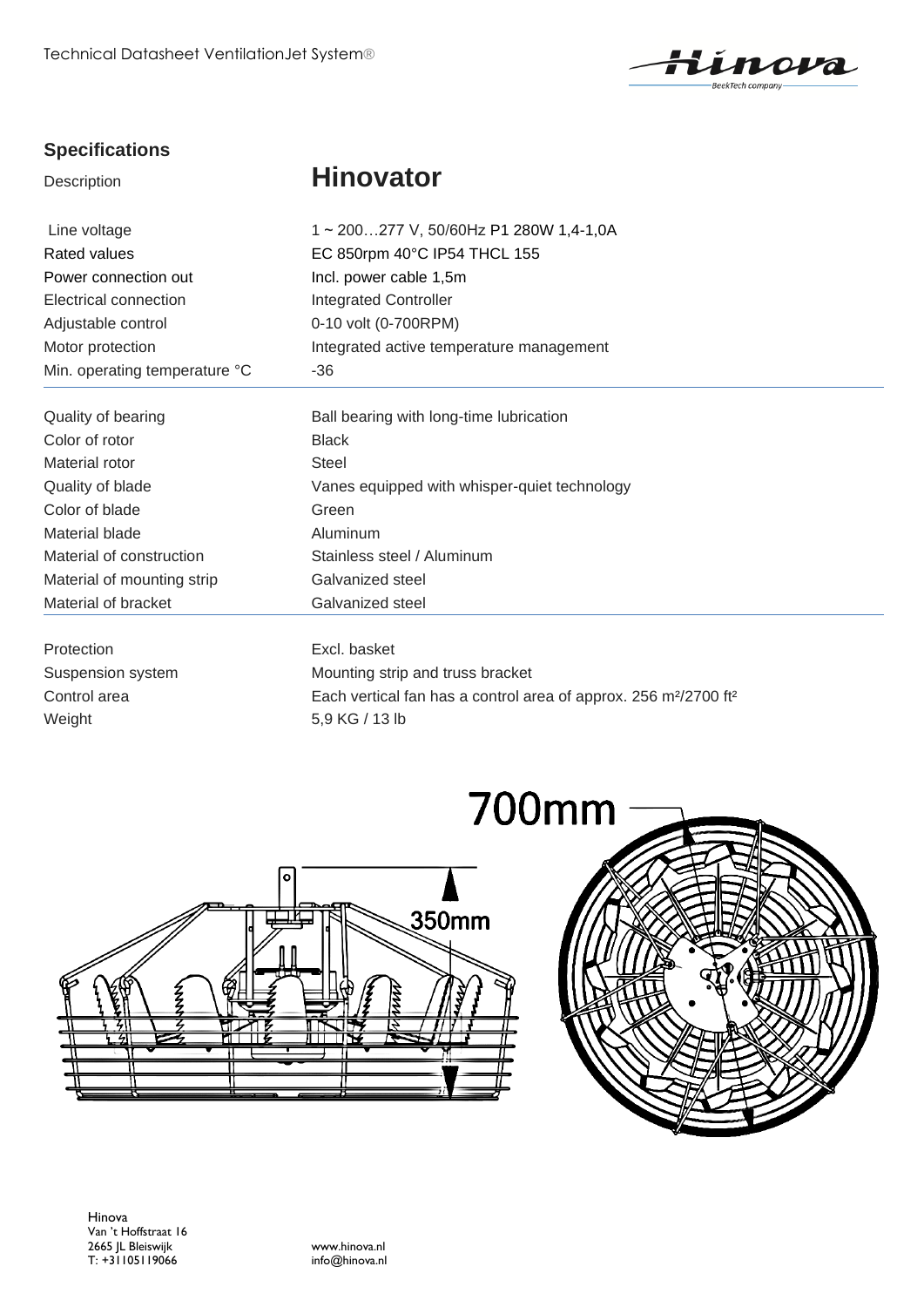## Specifications

| Description | **Hinovator** |
| --- | --- |
| Line voltage | 1 ~ 200…277 V, 50/60Hz P1 280W 1,4-1,0A |
| Rated values | EC 850rpm 40°C IP54 THCL 155 |
| Power connection out | Incl. power cable 1,5m |
| Electrical connection | Integrated Controller |
| Adjustable control | 0-10 volt (0-700RPM) |
| Motor protection | Integrated active temperature management |
| Min. operating temperature °C | -36 |
| Quality of bearing | Ball bearing with long-time lubrication |
| Color of rotor | Black |
| Material rotor | Steel |
| Quality of blade | Vanes equipped with whisper-quiet technology |
| Color of blade | Green |
| Material blade | Aluminum |
| Material of construction | Stainless steel / Aluminum |
| Material of mounting strip | Galvanized steel |
| Material of bracket | Galvanized steel |
| Protection | Excl. basket |
| Suspension system | Mounting strip and truss bracket |
| Control area | Each vertical fan has a control area of approx. 256 m²/2700 ft² |
| Weight | 5,9 KG / 13 lb |

700mm

350mm

Hinova
Van 't Hoffstraat 16
2665 JL Bleiswijk
T: +31105119066

www.hinova.nl
info@hinova.nl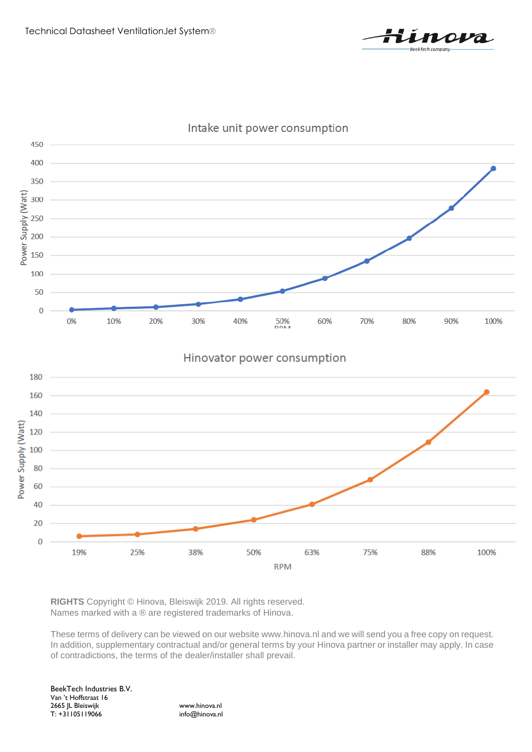Intake unit power consumption

Power Supply (Watt)

450
400
350
300
250
200
150
100
50
0

0% 10% 20% 30% 40% 50% 60% 70% 80% 90% 100%

RPM

Hinovator power consumption

Power Supply (Watt)

180
160
140
120
100
80
60
40
20
0

19% 25% 38% 50% 63% 75% 88% 100%

RPM

**RIGHTS** Copyright © Hinova, Bleiswijk 2019. All rights reserved.
Names marked with a ® are registered trademarks of Hinova.

These terms of delivery can be viewed on our website www.hinova.nl and we will send you a free copy on request. In addition, supplementary contractual and/or general terms by your Hinova partner or installer may apply. In case of contradictions, the terms of the dealer/installer shall prevail.

BeekTech Industries B.V.
Van 't Hoffstraat 16
2665 JL Bleiswijk
T: +31105119066

www.hinova.nl
info@hinova.nl